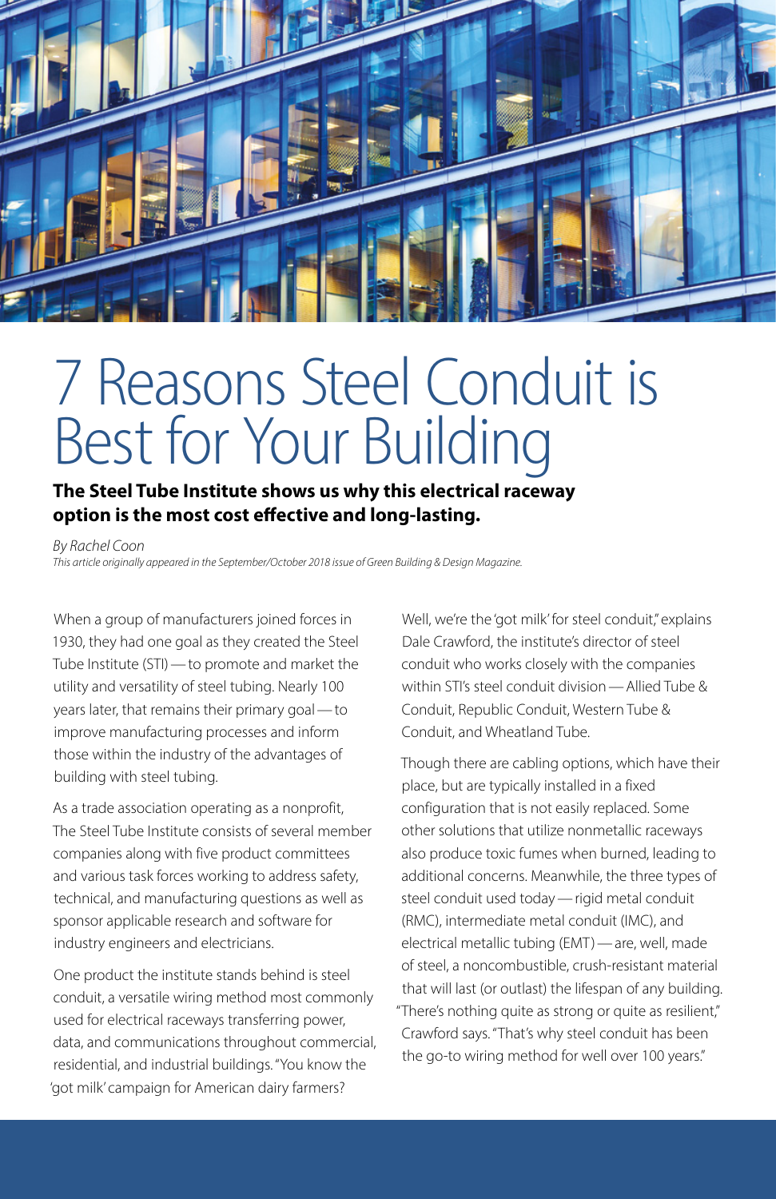# 7 Reasons Steel Conduit is Best for Your Building

**The Steel Tube Institute shows us why this electrical raceway option is the most cost effective and long-lasting.**

*By Rachel Coon*

*This article originally appeared in the September/October 2018 issue of Green Building & Design Magazine.*

When a group of manufacturers joined forces in 1930, they had one goal as they created the Steel Tube Institute (STI) — to promote and market the utility and versatility of steel tubing. Nearly 100 years later, that remains their primary goal — to improve manufacturing processes and inform those within the industry of the advantages of building with steel tubing.

As a trade association operating as a nonprofit, The Steel Tube Institute consists of several member companies along with five product committees and various task forces working to address safety, technical, and manufacturing questions as well as sponsor applicable research and software for industry engineers and electricians.

One product the institute stands behind is steel conduit, a versatile wiring method most commonly used for electrical raceways transferring power, data, and communications throughout commercial, residential, and industrial buildings. "You know the 'got milk' campaign for American dairy farmers? Well, we're the 'got milk' for steel conduit," explains Dale Crawford, the institute's director of steel conduit who works closely with the companies within STI's steel conduit division — Allied Tube & Conduit, Republic Conduit, Western Tube & Conduit, and Wheatland Tube.

Though there are cabling options, which have their place, but are typically installed in a fixed configuration that is not easily replaced. Some other solutions that utilize nonmetallic raceways also produce toxic fumes when burned, leading to additional concerns. Meanwhile, the three types of steel conduit used today — rigid metal conduit (RMC), intermediate metal conduit (IMC), and electrical metallic tubing (EMT) — are, well, made of steel, a noncombustible, crush-resistant material that will last (or outlast) the lifespan of any building. "There's nothing quite as strong or quite as resilient," Crawford says. "That's why steel conduit has been the go-to wiring method for well over 100 years."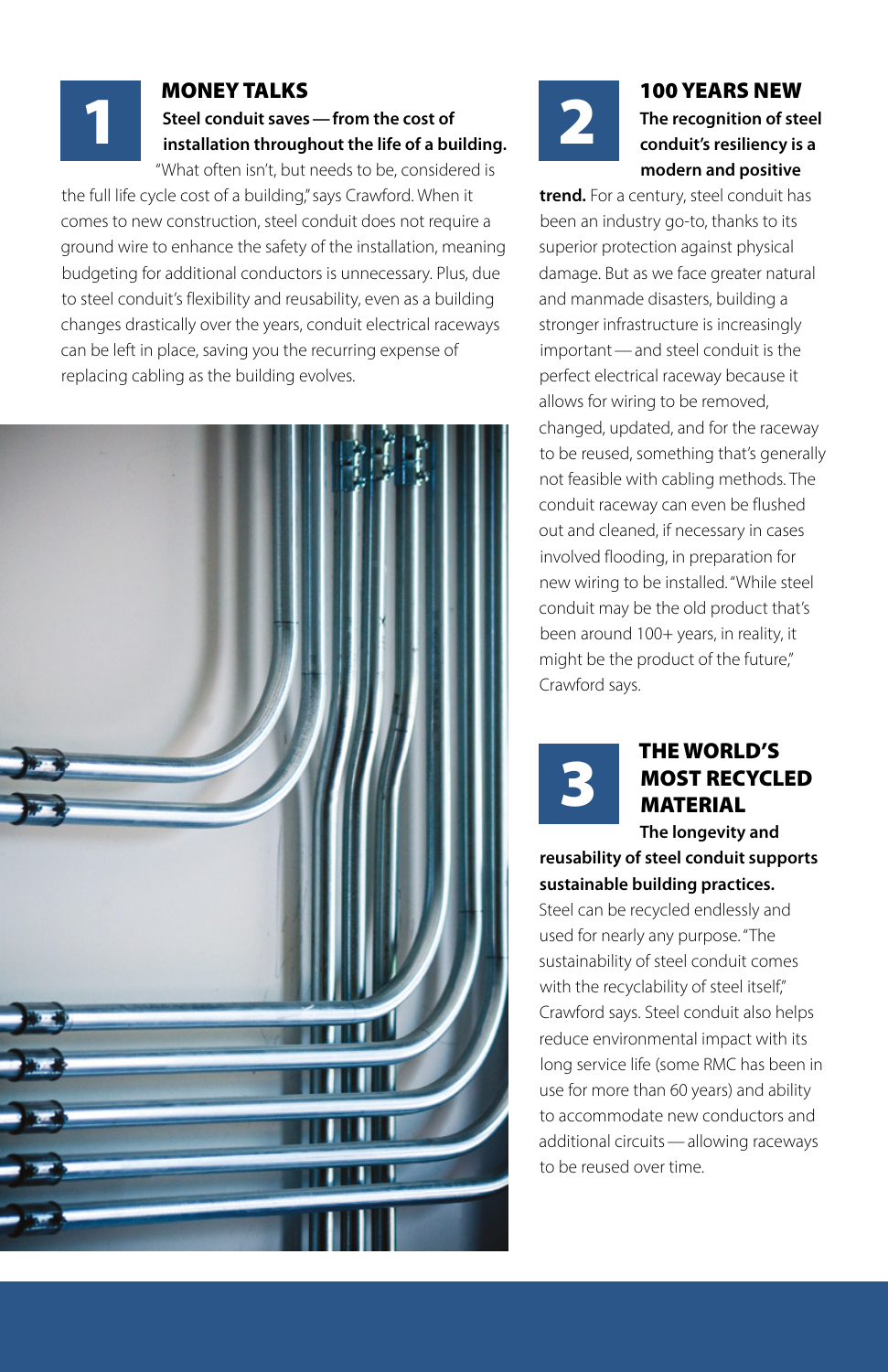## 1 MONEY TALKS

**Steel conduit saves — from the cost of installation throughout the life of a building.** "What often isn't, but needs to be, considered is the full life cycle cost of a building," says Crawford. When it comes to new construction, steel conduit does not require a ground wire to enhance the safety of the installation, meaning budgeting for additional conductors is unnecessary. Plus, due to steel conduit's flexibility and reusability, even as a building changes drastically over the years, conduit electrical raceways can be left in place, saving you the recurring expense of replacing cabling as the building evolves.

## 2 100 YEARS NEW

**The recognition of steel conduit's resiliency is a modern and positive trend.** For a century, steel conduit has been an industry go-to, thanks to its superior protection against physical damage. But as we face greater natural and manmade disasters, building a stronger infrastructure is increasingly important — and steel conduit is the perfect electrical raceway because it allows for wiring to be removed, changed, updated, and for the raceway to be reused, something that's generally not feasible with cabling methods. The conduit raceway can even be flushed out and cleaned, if necessary in cases involved flooding, in preparation for new wiring to be installed. "While steel conduit may be the old product that's been around 100+ years, in reality, it might be the product of the future," Crawford says.

## 3 THE WORLD'S MOST RECYCLED MATERIAL

**The longevity and reusability of steel conduit supports sustainable building practices.** Steel can be recycled endlessly and used for nearly any purpose. "The sustainability of steel conduit comes with the recyclability of steel itself," Crawford says. Steel conduit also helps reduce environmental impact with its long service life (some RMC has been in use for more than 60 years) and ability to accommodate new conductors and additional circuits — allowing raceways to be reused over time.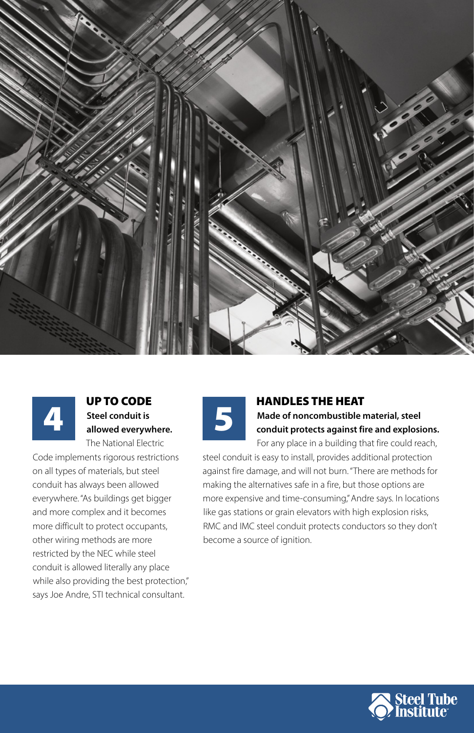## 4 UP TO CODE

**Steel conduit is allowed everywhere.**

The National Electric Code implements rigorous restrictions on all types of materials, but steel conduit has always been allowed everywhere. "As buildings get bigger and more complex and it becomes more difficult to protect occupants, other wiring methods are more restricted by the NEC while steel conduit is allowed literally any place while also providing the best protection," says Joe Andre, STI technical consultant.

## 5 HANDLES THE HEAT

**Made of noncombustible material, steel conduit protects against fire and explosions.**

For any place in a building that fire could reach, steel conduit is easy to install, provides additional protection against fire damage, and will not burn. "There are methods for making the alternatives safe in a fire, but those options are more expensive and time-consuming," Andre says. In locations like gas stations or grain elevators with high explosion risks, RMC and IMC steel conduit protects conductors so they don't become a source of ignition.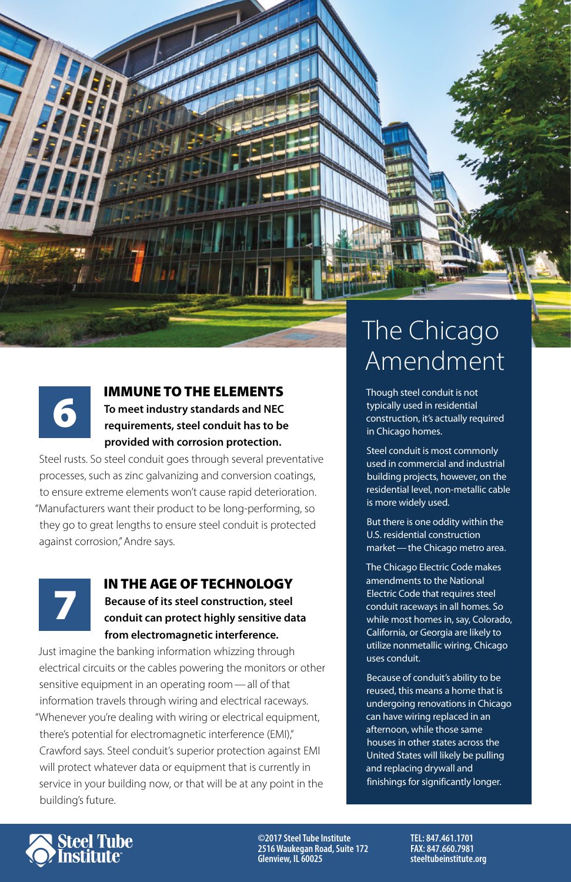## 6 IMMUNE TO THE ELEMENTS

**To meet industry standards and NEC requirements, steel conduit has to be provided with corrosion protection.**

Steel rusts. So steel conduit goes through several preventative processes, such as zinc galvanizing and conversion coatings, to ensure extreme elements won't cause rapid deterioration. "Manufacturers want their product to be long-performing, so they go to great lengths to ensure steel conduit is protected against corrosion," Andre says.

## 7 IN THE AGE OF TECHNOLOGY

**Because of its steel construction, steel conduit can protect highly sensitive data from electromagnetic interference.**

Just imagine the banking information whizzing through electrical circuits or the cables powering the monitors or other sensitive equipment in an operating room — all of that information travels through wiring and electrical raceways. "Whenever you're dealing with wiring or electrical equipment, there's potential for electromagnetic interference (EMI)," Crawford says. Steel conduit's superior protection against EMI will protect whatever data or equipment that is currently in service in your building now, or that will be at any point in the building's future.

## The Chicago Amendment

Though steel conduit is not typically used in residential construction, it's actually required in Chicago homes.

Steel conduit is most commonly used in commercial and industrial building projects, however, on the residential level, non-metallic cable is more widely used.

But there is one oddity within the U.S. residential construction market — the Chicago metro area.

The Chicago Electric Code makes amendments to the National Electric Code that requires steel conduit raceways in all homes. So while most homes in, say, Colorado, California, or Georgia are likely to utilize nonmetallic wiring, Chicago uses conduit.

Because of conduit's ability to be reused, this means a home that is undergoing renovations in Chicago can have wiring replaced in an afternoon, while those same houses in other states across the United States will likely be pulling and replacing drywall and finishings for significantly longer.

Steel Tube Institute

©2017 Steel Tube Institute
2516 Waukegan Road, Suite 172
Glenview, IL 60025

TEL: 847.461.1701
FAX: 847.660.7981
steeltubeinstitute.org